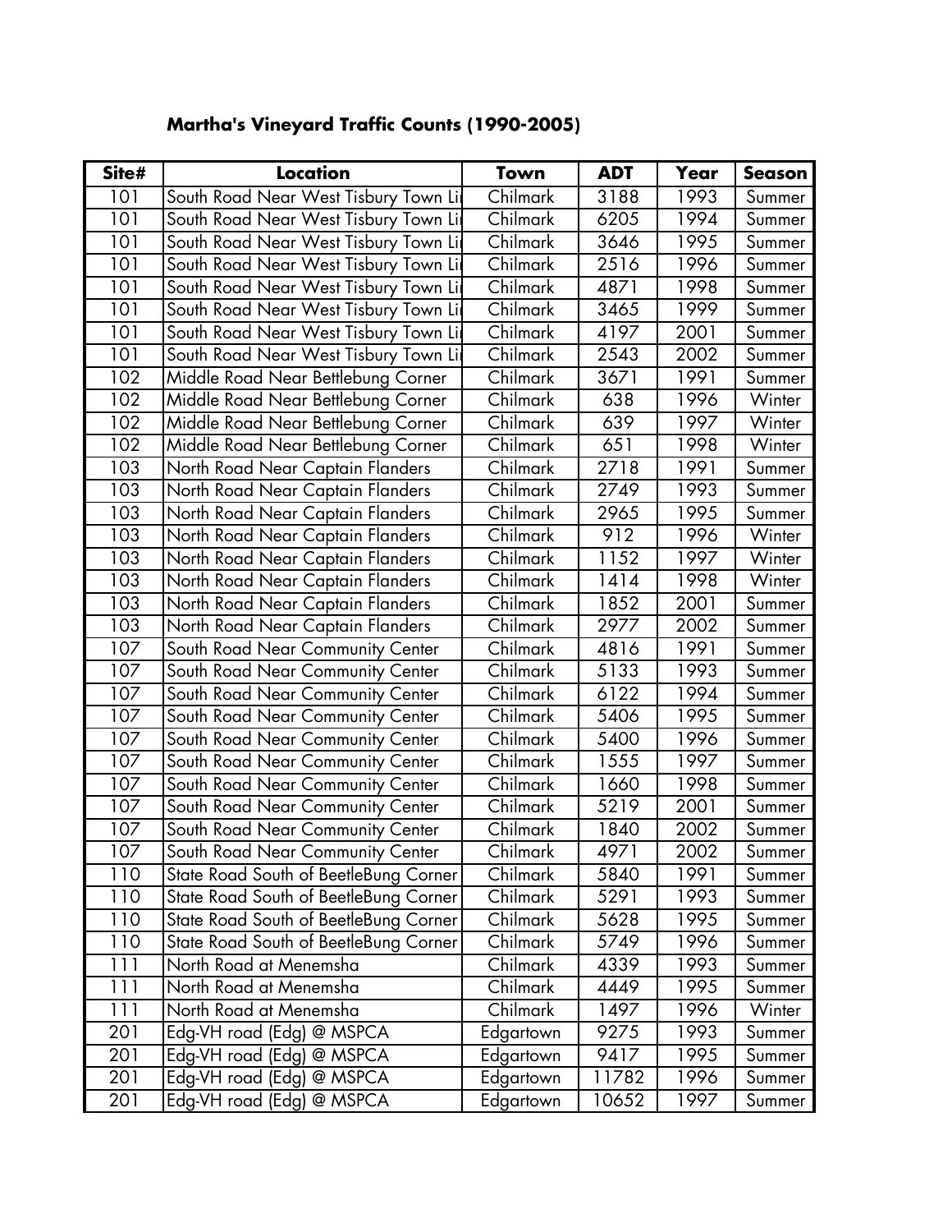**Martha's Vineyard Traffic Counts (1990-2005)**

| Site# | Location | Town | ADT | Year | Season |
|---|---|---|---|---|---|
| 101 | South Road Near West Tisbury Town Li | Chilmark | 3188 | 1993 | Summer |
| 101 | South Road Near West Tisbury Town Li | Chilmark | 6205 | 1994 | Summer |
| 101 | South Road Near West Tisbury Town Li | Chilmark | 3646 | 1995 | Summer |
| 101 | South Road Near West Tisbury Town Li | Chilmark | 2516 | 1996 | Summer |
| 101 | South Road Near West Tisbury Town Li | Chilmark | 4871 | 1998 | Summer |
| 101 | South Road Near West Tisbury Town Li | Chilmark | 3465 | 1999 | Summer |
| 101 | South Road Near West Tisbury Town Li | Chilmark | 4197 | 2001 | Summer |
| 101 | South Road Near West Tisbury Town Li | Chilmark | 2543 | 2002 | Summer |
| 102 | Middle Road Near Bettlebung Corner | Chilmark | 3671 | 1991 | Summer |
| 102 | Middle Road Near Bettlebung Corner | Chilmark | 638 | 1996 | Winter |
| 102 | Middle Road Near Bettlebung Corner | Chilmark | 639 | 1997 | Winter |
| 102 | Middle Road Near Bettlebung Corner | Chilmark | 651 | 1998 | Winter |
| 103 | North Road Near Captain Flanders | Chilmark | 2718 | 1991 | Summer |
| 103 | North Road Near Captain Flanders | Chilmark | 2749 | 1993 | Summer |
| 103 | North Road Near Captain Flanders | Chilmark | 2965 | 1995 | Summer |
| 103 | North Road Near Captain Flanders | Chilmark | 912 | 1996 | Winter |
| 103 | North Road Near Captain Flanders | Chilmark | 1152 | 1997 | Winter |
| 103 | North Road Near Captain Flanders | Chilmark | 1414 | 1998 | Winter |
| 103 | North Road Near Captain Flanders | Chilmark | 1852 | 2001 | Summer |
| 103 | North Road Near Captain Flanders | Chilmark | 2977 | 2002 | Summer |
| 107 | South Road Near Community Center | Chilmark | 4816 | 1991 | Summer |
| 107 | South Road Near Community Center | Chilmark | 5133 | 1993 | Summer |
| 107 | South Road Near Community Center | Chilmark | 6122 | 1994 | Summer |
| 107 | South Road Near Community Center | Chilmark | 5406 | 1995 | Summer |
| 107 | South Road Near Community Center | Chilmark | 5400 | 1996 | Summer |
| 107 | South Road Near Community Center | Chilmark | 1555 | 1997 | Summer |
| 107 | South Road Near Community Center | Chilmark | 1660 | 1998 | Summer |
| 107 | South Road Near Community Center | Chilmark | 5219 | 2001 | Summer |
| 107 | South Road Near Community Center | Chilmark | 1840 | 2002 | Summer |
| 107 | South Road Near Community Center | Chilmark | 4971 | 2002 | Summer |
| 110 | State Road South of BeetleBung Corner | Chilmark | 5840 | 1991 | Summer |
| 110 | State Road South of BeetleBung Corner | Chilmark | 5291 | 1993 | Summer |
| 110 | State Road South of BeetleBung Corner | Chilmark | 5628 | 1995 | Summer |
| 110 | State Road South of BeetleBung Corner | Chilmark | 5749 | 1996 | Summer |
| 111 | North Road at Menemsha | Chilmark | 4339 | 1993 | Summer |
| 111 | North Road at Menemsha | Chilmark | 4449 | 1995 | Summer |
| 111 | North Road at Menemsha | Chilmark | 1497 | 1996 | Winter |
| 201 | Edg-VH road (Edg) @ MSPCA | Edgartown | 9275 | 1993 | Summer |
| 201 | Edg-VH road (Edg) @ MSPCA | Edgartown | 9417 | 1995 | Summer |
| 201 | Edg-VH road (Edg) @ MSPCA | Edgartown | 11782 | 1996 | Summer |
| 201 | Edg-VH road (Edg) @ MSPCA | Edgartown | 10652 | 1997 | Summer |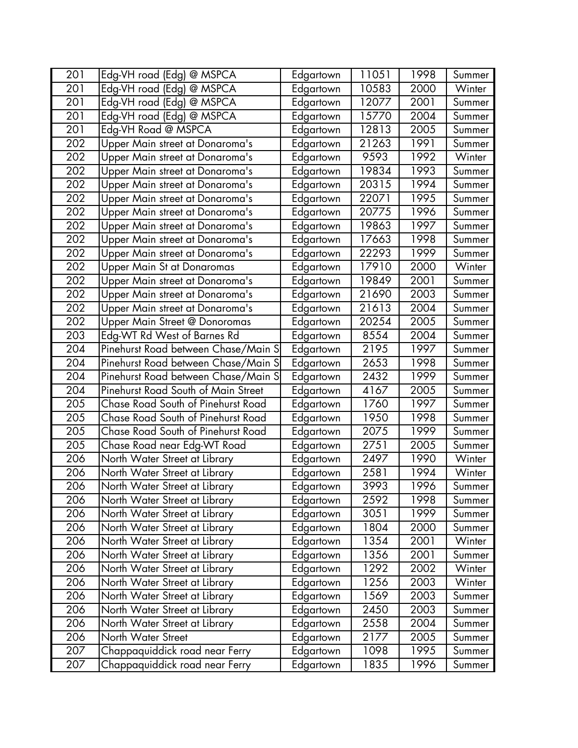| 201 | Edg-VH road (Edg) @ MSPCA | Edgartown | 11051 | 1998 | Summer |
|---|---|---|---|---|---|
| 201 | Edg-VH road (Edg) @ MSPCA | Edgartown | 10583 | 2000 | Winter |
| 201 | Edg-VH road (Edg) @ MSPCA | Edgartown | 12077 | 2001 | Summer |
| 201 | Edg-VH road (Edg) @ MSPCA | Edgartown | 15770 | 2004 | Summer |
| 201 | Edg-VH Road @ MSPCA | Edgartown | 12813 | 2005 | Summer |
| 202 | Upper Main street at Donaroma's | Edgartown | 21263 | 1991 | Summer |
| 202 | Upper Main street at Donaroma's | Edgartown | 9593 | 1992 | Winter |
| 202 | Upper Main street at Donaroma's | Edgartown | 19834 | 1993 | Summer |
| 202 | Upper Main street at Donaroma's | Edgartown | 20315 | 1994 | Summer |
| 202 | Upper Main street at Donaroma's | Edgartown | 22071 | 1995 | Summer |
| 202 | Upper Main street at Donaroma's | Edgartown | 20775 | 1996 | Summer |
| 202 | Upper Main street at Donaroma's | Edgartown | 19863 | 1997 | Summer |
| 202 | Upper Main street at Donaroma's | Edgartown | 17663 | 1998 | Summer |
| 202 | Upper Main street at Donaroma's | Edgartown | 22293 | 1999 | Summer |
| 202 | Upper Main St at Donaromas | Edgartown | 17910 | 2000 | Winter |
| 202 | Upper Main street at Donaroma's | Edgartown | 19849 | 2001 | Summer |
| 202 | Upper Main street at Donaroma's | Edgartown | 21690 | 2003 | Summer |
| 202 | Upper Main street at Donaroma's | Edgartown | 21613 | 2004 | Summer |
| 202 | Upper Main Street @ Donoromas | Edgartown | 20254 | 2005 | Summer |
| 203 | Edg-WT Rd West of Barnes Rd | Edgartown | 8554 | 2004 | Summer |
| 204 | Pinehurst Road between Chase/Main S | Edgartown | 2195 | 1997 | Summer |
| 204 | Pinehurst Road between Chase/Main S | Edgartown | 2653 | 1998 | Summer |
| 204 | Pinehurst Road between Chase/Main S | Edgartown | 2432 | 1999 | Summer |
| 204 | Pinehurst Road South of Main Street | Edgartown | 4167 | 2005 | Summer |
| 205 | Chase Road South of Pinehurst Road | Edgartown | 1760 | 1997 | Summer |
| 205 | Chase Road South of Pinehurst Road | Edgartown | 1950 | 1998 | Summer |
| 205 | Chase Road South of Pinehurst Road | Edgartown | 2075 | 1999 | Summer |
| 205 | Chase Road near Edg-WT Road | Edgartown | 2751 | 2005 | Summer |
| 206 | North Water Street at Library | Edgartown | 2497 | 1990 | Winter |
| 206 | North Water Street at Library | Edgartown | 2581 | 1994 | Winter |
| 206 | North Water Street at Library | Edgartown | 3993 | 1996 | Summer |
| 206 | North Water Street at Library | Edgartown | 2592 | 1998 | Summer |
| 206 | North Water Street at Library | Edgartown | 3051 | 1999 | Summer |
| 206 | North Water Street at Library | Edgartown | 1804 | 2000 | Summer |
| 206 | North Water Street at Library | Edgartown | 1354 | 2001 | Winter |
| 206 | North Water Street at Library | Edgartown | 1356 | 2001 | Summer |
| 206 | North Water Street at Library | Edgartown | 1292 | 2002 | Winter |
| 206 | North Water Street at Library | Edgartown | 1256 | 2003 | Winter |
| 206 | North Water Street at Library | Edgartown | 1569 | 2003 | Summer |
| 206 | North Water Street at Library | Edgartown | 2450 | 2003 | Summer |
| 206 | North Water Street at Library | Edgartown | 2558 | 2004 | Summer |
| 206 | North Water Street | Edgartown | 2177 | 2005 | Summer |
| 207 | Chappaquiddick road near Ferry | Edgartown | 1098 | 1995 | Summer |
| 207 | Chappaquiddick road near Ferry | Edgartown | 1835 | 1996 | Summer |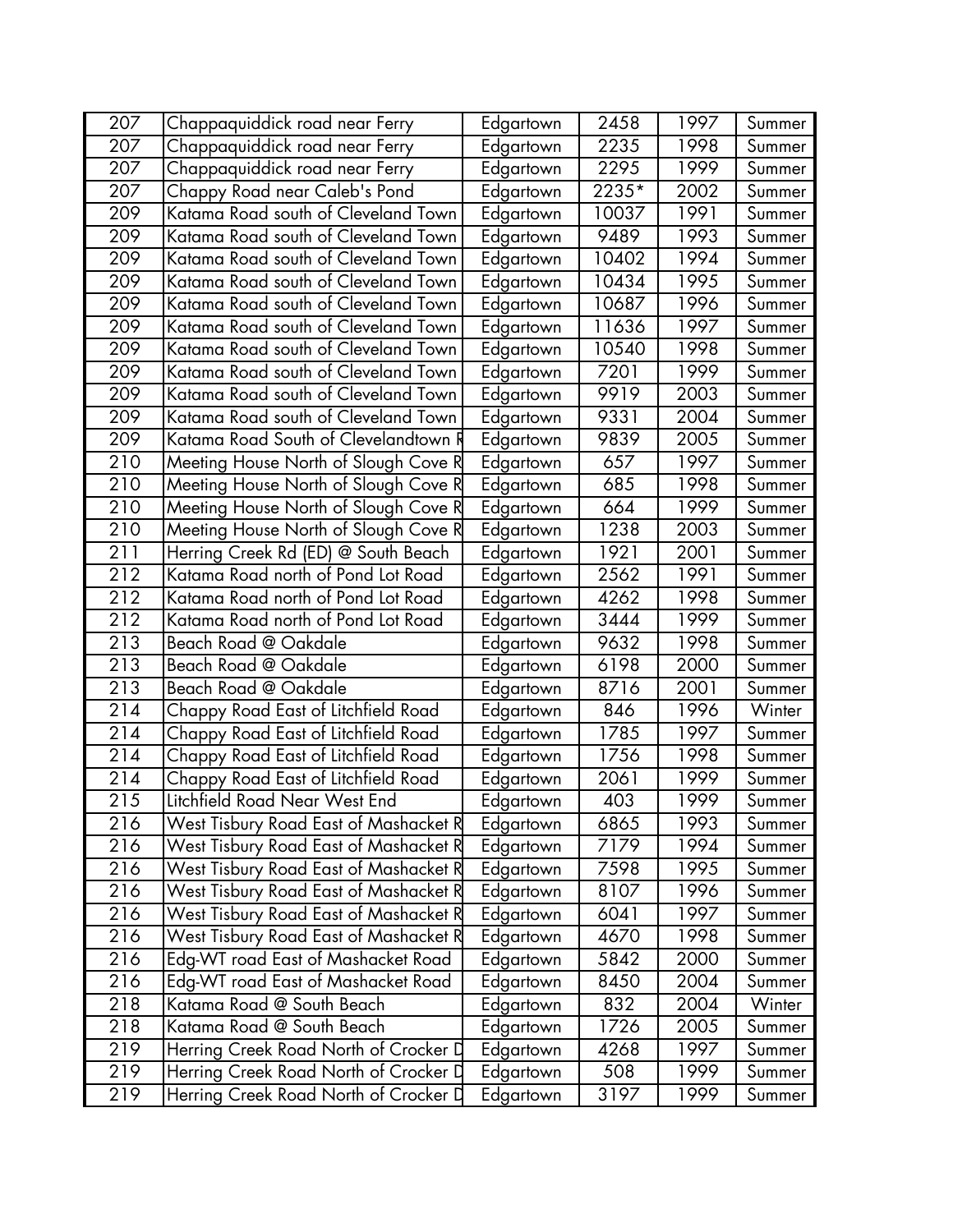| 207 | Chappaquiddick road near Ferry | Edgartown | 2458 | 1997 | Summer |
|---|---|---|---|---|---|
| 207 | Chappaquiddick road near Ferry | Edgartown | 2235 | 1998 | Summer |
| 207 | Chappaquiddick road near Ferry | Edgartown | 2295 | 1999 | Summer |
| 207 | Chappy Road near Caleb's Pond | Edgartown | 2235* | 2002 | Summer |
| 209 | Katama Road south of Cleveland Town | Edgartown | 10037 | 1991 | Summer |
| 209 | Katama Road south of Cleveland Town | Edgartown | 9489 | 1993 | Summer |
| 209 | Katama Road south of Cleveland Town | Edgartown | 10402 | 1994 | Summer |
| 209 | Katama Road south of Cleveland Town | Edgartown | 10434 | 1995 | Summer |
| 209 | Katama Road south of Cleveland Town | Edgartown | 10687 | 1996 | Summer |
| 209 | Katama Road south of Cleveland Town | Edgartown | 11636 | 1997 | Summer |
| 209 | Katama Road south of Cleveland Town | Edgartown | 10540 | 1998 | Summer |
| 209 | Katama Road south of Cleveland Town | Edgartown | 7201 | 1999 | Summer |
| 209 | Katama Road south of Cleveland Town | Edgartown | 9919 | 2003 | Summer |
| 209 | Katama Road south of Cleveland Town | Edgartown | 9331 | 2004 | Summer |
| 209 | Katama Road South of Clevelandtown R | Edgartown | 9839 | 2005 | Summer |
| 210 | Meeting House North of Slough Cove R | Edgartown | 657 | 1997 | Summer |
| 210 | Meeting House North of Slough Cove R | Edgartown | 685 | 1998 | Summer |
| 210 | Meeting House North of Slough Cove R | Edgartown | 664 | 1999 | Summer |
| 210 | Meeting House North of Slough Cove R | Edgartown | 1238 | 2003 | Summer |
| 211 | Herring Creek Rd (ED) @ South Beach | Edgartown | 1921 | 2001 | Summer |
| 212 | Katama Road north of Pond Lot Road | Edgartown | 2562 | 1991 | Summer |
| 212 | Katama Road north of Pond Lot Road | Edgartown | 4262 | 1998 | Summer |
| 212 | Katama Road north of Pond Lot Road | Edgartown | 3444 | 1999 | Summer |
| 213 | Beach Road @ Oakdale | Edgartown | 9632 | 1998 | Summer |
| 213 | Beach Road @ Oakdale | Edgartown | 6198 | 2000 | Summer |
| 213 | Beach Road @ Oakdale | Edgartown | 8716 | 2001 | Summer |
| 214 | Chappy Road East of Litchfield Road | Edgartown | 846 | 1996 | Winter |
| 214 | Chappy Road East of Litchfield Road | Edgartown | 1785 | 1997 | Summer |
| 214 | Chappy Road East of Litchfield Road | Edgartown | 1756 | 1998 | Summer |
| 214 | Chappy Road East of Litchfield Road | Edgartown | 2061 | 1999 | Summer |
| 215 | Litchfield Road Near West End | Edgartown | 403 | 1999 | Summer |
| 216 | West Tisbury Road East of Mashacket R | Edgartown | 6865 | 1993 | Summer |
| 216 | West Tisbury Road East of Mashacket R | Edgartown | 7179 | 1994 | Summer |
| 216 | West Tisbury Road East of Mashacket R | Edgartown | 7598 | 1995 | Summer |
| 216 | West Tisbury Road East of Mashacket R | Edgartown | 8107 | 1996 | Summer |
| 216 | West Tisbury Road East of Mashacket R | Edgartown | 6041 | 1997 | Summer |
| 216 | West Tisbury Road East of Mashacket R | Edgartown | 4670 | 1998 | Summer |
| 216 | Edg-WT road East of Mashacket Road | Edgartown | 5842 | 2000 | Summer |
| 216 | Edg-WT road East of Mashacket Road | Edgartown | 8450 | 2004 | Summer |
| 218 | Katama Road @ South Beach | Edgartown | 832 | 2004 | Winter |
| 218 | Katama Road @ South Beach | Edgartown | 1726 | 2005 | Summer |
| 219 | Herring Creek Road North of Crocker D | Edgartown | 4268 | 1997 | Summer |
| 219 | Herring Creek Road North of Crocker D | Edgartown | 508 | 1999 | Summer |
| 219 | Herring Creek Road North of Crocker D | Edgartown | 3197 | 1999 | Summer |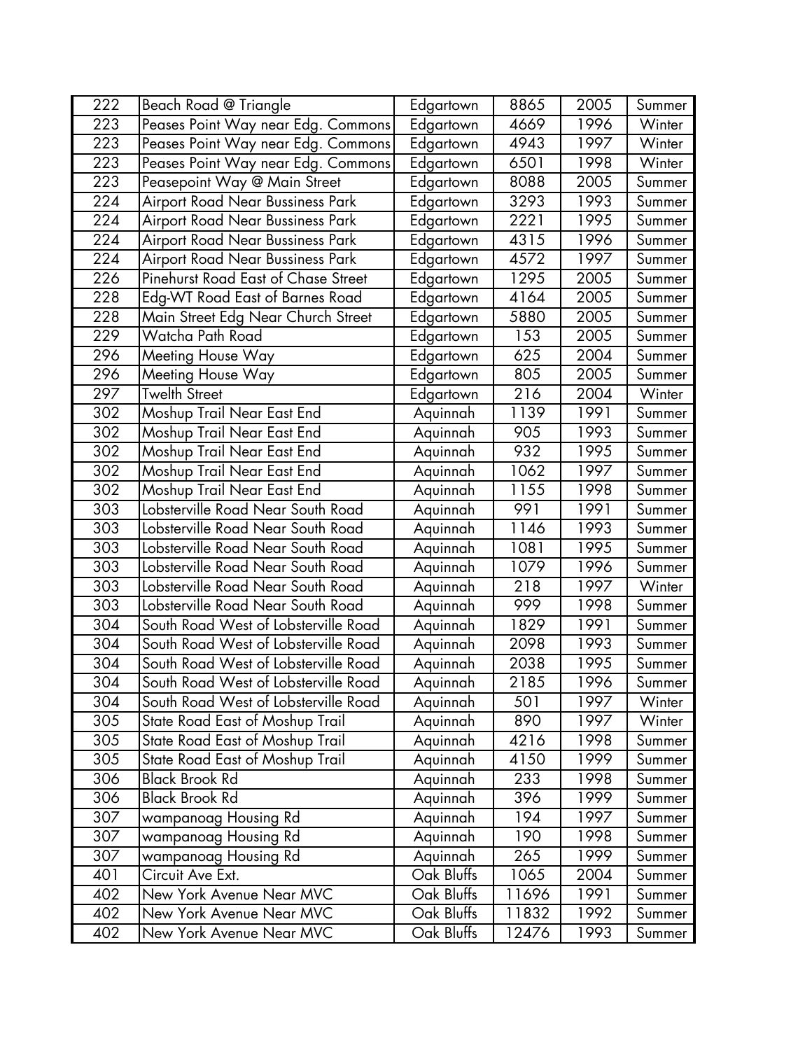| 222 | Beach Road @ Triangle | Edgartown | 8865 | 2005 | Summer |
|---|---|---|---|---|---|
| 223 | Peases Point Way near Edg. Commons | Edgartown | 4669 | 1996 | Winter |
| 223 | Peases Point Way near Edg. Commons | Edgartown | 4943 | 1997 | Winter |
| 223 | Peases Point Way near Edg. Commons | Edgartown | 6501 | 1998 | Winter |
| 223 | Peasepoint Way @ Main Street | Edgartown | 8088 | 2005 | Summer |
| 224 | Airport Road Near Bussiness Park | Edgartown | 3293 | 1993 | Summer |
| 224 | Airport Road Near Bussiness Park | Edgartown | 2221 | 1995 | Summer |
| 224 | Airport Road Near Bussiness Park | Edgartown | 4315 | 1996 | Summer |
| 224 | Airport Road Near Bussiness Park | Edgartown | 4572 | 1997 | Summer |
| 226 | Pinehurst Road East of Chase Street | Edgartown | 1295 | 2005 | Summer |
| 228 | Edg-WT Road East of Barnes Road | Edgartown | 4164 | 2005 | Summer |
| 228 | Main Street Edg Near Church Street | Edgartown | 5880 | 2005 | Summer |
| 229 | Watcha Path Road | Edgartown | 153 | 2005 | Summer |
| 296 | Meeting House Way | Edgartown | 625 | 2004 | Summer |
| 296 | Meeting House Way | Edgartown | 805 | 2005 | Summer |
| 297 | Twelth Street | Edgartown | 216 | 2004 | Winter |
| 302 | Moshup Trail Near East End | Aquinnah | 1139 | 1991 | Summer |
| 302 | Moshup Trail Near East End | Aquinnah | 905 | 1993 | Summer |
| 302 | Moshup Trail Near East End | Aquinnah | 932 | 1995 | Summer |
| 302 | Moshup Trail Near East End | Aquinnah | 1062 | 1997 | Summer |
| 302 | Moshup Trail Near East End | Aquinnah | 1155 | 1998 | Summer |
| 303 | Lobsterville Road Near South Road | Aquinnah | 991 | 1991 | Summer |
| 303 | Lobsterville Road Near South Road | Aquinnah | 1146 | 1993 | Summer |
| 303 | Lobsterville Road Near South Road | Aquinnah | 1081 | 1995 | Summer |
| 303 | Lobsterville Road Near South Road | Aquinnah | 1079 | 1996 | Summer |
| 303 | Lobsterville Road Near South Road | Aquinnah | 218 | 1997 | Winter |
| 303 | Lobsterville Road Near South Road | Aquinnah | 999 | 1998 | Summer |
| 304 | South Road West of Lobsterville Road | Aquinnah | 1829 | 1991 | Summer |
| 304 | South Road West of Lobsterville Road | Aquinnah | 2098 | 1993 | Summer |
| 304 | South Road West of Lobsterville Road | Aquinnah | 2038 | 1995 | Summer |
| 304 | South Road West of Lobsterville Road | Aquinnah | 2185 | 1996 | Summer |
| 304 | South Road West of Lobsterville Road | Aquinnah | 501 | 1997 | Winter |
| 305 | State Road East of Moshup Trail | Aquinnah | 890 | 1997 | Winter |
| 305 | State Road East of Moshup Trail | Aquinnah | 4216 | 1998 | Summer |
| 305 | State Road East of Moshup Trail | Aquinnah | 4150 | 1999 | Summer |
| 306 | Black Brook Rd | Aquinnah | 233 | 1998 | Summer |
| 306 | Black Brook Rd | Aquinnah | 396 | 1999 | Summer |
| 307 | wampanoag Housing Rd | Aquinnah | 194 | 1997 | Summer |
| 307 | wampanoag Housing Rd | Aquinnah | 190 | 1998 | Summer |
| 307 | wampanoag Housing Rd | Aquinnah | 265 | 1999 | Summer |
| 401 | Circuit Ave Ext. | Oak Bluffs | 1065 | 2004 | Summer |
| 402 | New York Avenue Near MVC | Oak Bluffs | 11696 | 1991 | Summer |
| 402 | New York Avenue Near MVC | Oak Bluffs | 11832 | 1992 | Summer |
| 402 | New York Avenue Near MVC | Oak Bluffs | 12476 | 1993 | Summer |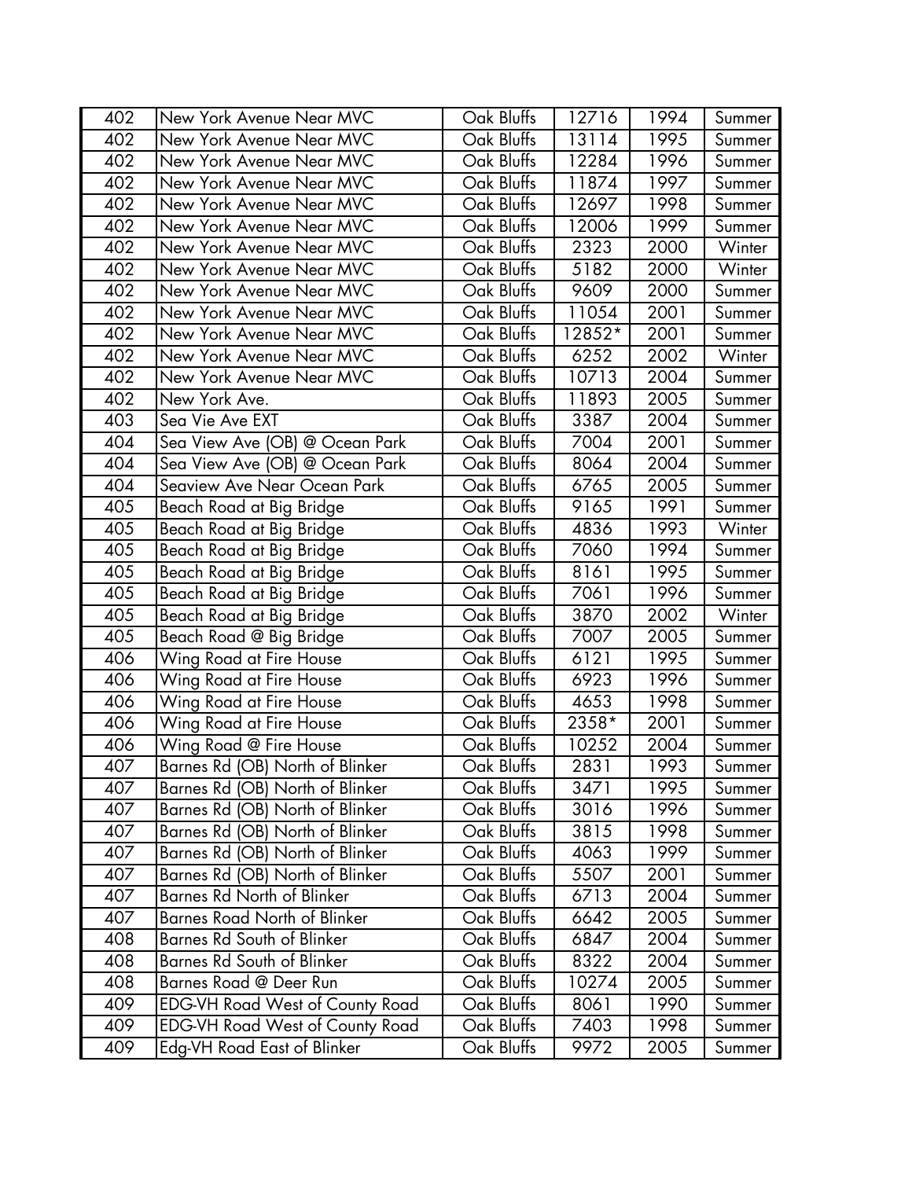| 402 | New York Avenue Near MVC | Oak Bluffs | 12716 | 1994 | Summer |
|---|---|---|---|---|---|
| 402 | New York Avenue Near MVC | Oak Bluffs | 13114 | 1995 | Summer |
| 402 | New York Avenue Near MVC | Oak Bluffs | 12284 | 1996 | Summer |
| 402 | New York Avenue Near MVC | Oak Bluffs | 11874 | 1997 | Summer |
| 402 | New York Avenue Near MVC | Oak Bluffs | 12697 | 1998 | Summer |
| 402 | New York Avenue Near MVC | Oak Bluffs | 12006 | 1999 | Summer |
| 402 | New York Avenue Near MVC | Oak Bluffs | 2323 | 2000 | Winter |
| 402 | New York Avenue Near MVC | Oak Bluffs | 5182 | 2000 | Winter |
| 402 | New York Avenue Near MVC | Oak Bluffs | 9609 | 2000 | Summer |
| 402 | New York Avenue Near MVC | Oak Bluffs | 11054 | 2001 | Summer |
| 402 | New York Avenue Near MVC | Oak Bluffs | 12852* | 2001 | Summer |
| 402 | New York Avenue Near MVC | Oak Bluffs | 6252 | 2002 | Winter |
| 402 | New York Avenue Near MVC | Oak Bluffs | 10713 | 2004 | Summer |
| 402 | New York Ave. | Oak Bluffs | 11893 | 2005 | Summer |
| 403 | Sea Vie Ave EXT | Oak Bluffs | 3387 | 2004 | Summer |
| 404 | Sea View Ave (OB) @ Ocean Park | Oak Bluffs | 7004 | 2001 | Summer |
| 404 | Sea View Ave (OB) @ Ocean Park | Oak Bluffs | 8064 | 2004 | Summer |
| 404 | Seaview Ave Near Ocean Park | Oak Bluffs | 6765 | 2005 | Summer |
| 405 | Beach Road at Big Bridge | Oak Bluffs | 9165 | 1991 | Summer |
| 405 | Beach Road at Big Bridge | Oak Bluffs | 4836 | 1993 | Winter |
| 405 | Beach Road at Big Bridge | Oak Bluffs | 7060 | 1994 | Summer |
| 405 | Beach Road at Big Bridge | Oak Bluffs | 8161 | 1995 | Summer |
| 405 | Beach Road at Big Bridge | Oak Bluffs | 7061 | 1996 | Summer |
| 405 | Beach Road at Big Bridge | Oak Bluffs | 3870 | 2002 | Winter |
| 405 | Beach Road @ Big Bridge | Oak Bluffs | 7007 | 2005 | Summer |
| 406 | Wing Road at Fire House | Oak Bluffs | 6121 | 1995 | Summer |
| 406 | Wing Road at Fire House | Oak Bluffs | 6923 | 1996 | Summer |
| 406 | Wing Road at Fire House | Oak Bluffs | 4653 | 1998 | Summer |
| 406 | Wing Road at Fire House | Oak Bluffs | 2358* | 2001 | Summer |
| 406 | Wing Road @ Fire House | Oak Bluffs | 10252 | 2004 | Summer |
| 407 | Barnes Rd (OB) North of Blinker | Oak Bluffs | 2831 | 1993 | Summer |
| 407 | Barnes Rd (OB) North of Blinker | Oak Bluffs | 3471 | 1995 | Summer |
| 407 | Barnes Rd (OB) North of Blinker | Oak Bluffs | 3016 | 1996 | Summer |
| 407 | Barnes Rd (OB) North of Blinker | Oak Bluffs | 3815 | 1998 | Summer |
| 407 | Barnes Rd (OB) North of Blinker | Oak Bluffs | 4063 | 1999 | Summer |
| 407 | Barnes Rd (OB) North of Blinker | Oak Bluffs | 5507 | 2001 | Summer |
| 407 | Barnes Rd North of Blinker | Oak Bluffs | 6713 | 2004 | Summer |
| 407 | Barnes Road North of Blinker | Oak Bluffs | 6642 | 2005 | Summer |
| 408 | Barnes Rd South of Blinker | Oak Bluffs | 6847 | 2004 | Summer |
| 408 | Barnes Rd South of Blinker | Oak Bluffs | 8322 | 2004 | Summer |
| 408 | Barnes Road @ Deer Run | Oak Bluffs | 10274 | 2005 | Summer |
| 409 | EDG-VH Road West of County Road | Oak Bluffs | 8061 | 1990 | Summer |
| 409 | EDG-VH Road West of County Road | Oak Bluffs | 7403 | 1998 | Summer |
| 409 | Edg-VH Road East of Blinker | Oak Bluffs | 9972 | 2005 | Summer |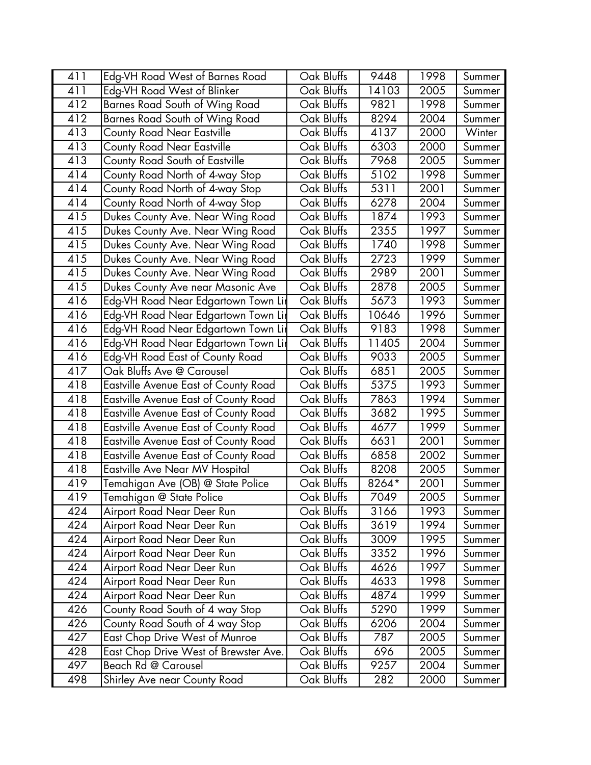| 411 | Edg-VH Road West of Barnes Road | Oak Bluffs | 9448 | 1998 | Summer |
|---|---|---|---|---|---|
| 411 | Edg-VH Road West of Blinker | Oak Bluffs | 14103 | 2005 | Summer |
| 412 | Barnes Road South of Wing Road | Oak Bluffs | 9821 | 1998 | Summer |
| 412 | Barnes Road South of Wing Road | Oak Bluffs | 8294 | 2004 | Summer |
| 413 | County Road Near Eastville | Oak Bluffs | 4137 | 2000 | Winter |
| 413 | County Road Near Eastville | Oak Bluffs | 6303 | 2000 | Summer |
| 413 | County Road South of Eastville | Oak Bluffs | 7968 | 2005 | Summer |
| 414 | County Road North of 4-way Stop | Oak Bluffs | 5102 | 1998 | Summer |
| 414 | County Road North of 4-way Stop | Oak Bluffs | 5311 | 2001 | Summer |
| 414 | County Road North of 4-way Stop | Oak Bluffs | 6278 | 2004 | Summer |
| 415 | Dukes County Ave. Near Wing Road | Oak Bluffs | 1874 | 1993 | Summer |
| 415 | Dukes County Ave. Near Wing Road | Oak Bluffs | 2355 | 1997 | Summer |
| 415 | Dukes County Ave. Near Wing Road | Oak Bluffs | 1740 | 1998 | Summer |
| 415 | Dukes County Ave. Near Wing Road | Oak Bluffs | 2723 | 1999 | Summer |
| 415 | Dukes County Ave. Near Wing Road | Oak Bluffs | 2989 | 2001 | Summer |
| 415 | Dukes County Ave near Masonic Ave | Oak Bluffs | 2878 | 2005 | Summer |
| 416 | Edg-VH Road Near Edgartown Town Lin | Oak Bluffs | 5673 | 1993 | Summer |
| 416 | Edg-VH Road Near Edgartown Town Lin | Oak Bluffs | 10646 | 1996 | Summer |
| 416 | Edg-VH Road Near Edgartown Town Lin | Oak Bluffs | 9183 | 1998 | Summer |
| 416 | Edg-VH Road Near Edgartown Town Lin | Oak Bluffs | 11405 | 2004 | Summer |
| 416 | Edg-VH Road East of County Road | Oak Bluffs | 9033 | 2005 | Summer |
| 417 | Oak Bluffs Ave @ Carousel | Oak Bluffs | 6851 | 2005 | Summer |
| 418 | Eastville Avenue East of County Road | Oak Bluffs | 5375 | 1993 | Summer |
| 418 | Eastville Avenue East of County Road | Oak Bluffs | 7863 | 1994 | Summer |
| 418 | Eastville Avenue East of County Road | Oak Bluffs | 3682 | 1995 | Summer |
| 418 | Eastville Avenue East of County Road | Oak Bluffs | 4677 | 1999 | Summer |
| 418 | Eastville Avenue East of County Road | Oak Bluffs | 6631 | 2001 | Summer |
| 418 | Eastville Avenue East of County Road | Oak Bluffs | 6858 | 2002 | Summer |
| 418 | Eastville Ave Near MV Hospital | Oak Bluffs | 8208 | 2005 | Summer |
| 419 | Temahigan Ave (OB) @ State Police | Oak Bluffs | 8264* | 2001 | Summer |
| 419 | Temahigan @ State Police | Oak Bluffs | 7049 | 2005 | Summer |
| 424 | Airport Road Near Deer Run | Oak Bluffs | 3166 | 1993 | Summer |
| 424 | Airport Road Near Deer Run | Oak Bluffs | 3619 | 1994 | Summer |
| 424 | Airport Road Near Deer Run | Oak Bluffs | 3009 | 1995 | Summer |
| 424 | Airport Road Near Deer Run | Oak Bluffs | 3352 | 1996 | Summer |
| 424 | Airport Road Near Deer Run | Oak Bluffs | 4626 | 1997 | Summer |
| 424 | Airport Road Near Deer Run | Oak Bluffs | 4633 | 1998 | Summer |
| 424 | Airport Road Near Deer Run | Oak Bluffs | 4874 | 1999 | Summer |
| 426 | County Road South of 4 way Stop | Oak Bluffs | 5290 | 1999 | Summer |
| 426 | County Road South of 4 way Stop | Oak Bluffs | 6206 | 2004 | Summer |
| 427 | East Chop Drive West of Munroe | Oak Bluffs | 787 | 2005 | Summer |
| 428 | East Chop Drive West of Brewster Ave. | Oak Bluffs | 696 | 2005 | Summer |
| 497 | Beach Rd @ Carousel | Oak Bluffs | 9257 | 2004 | Summer |
| 498 | Shirley Ave near County Road | Oak Bluffs | 282 | 2000 | Summer |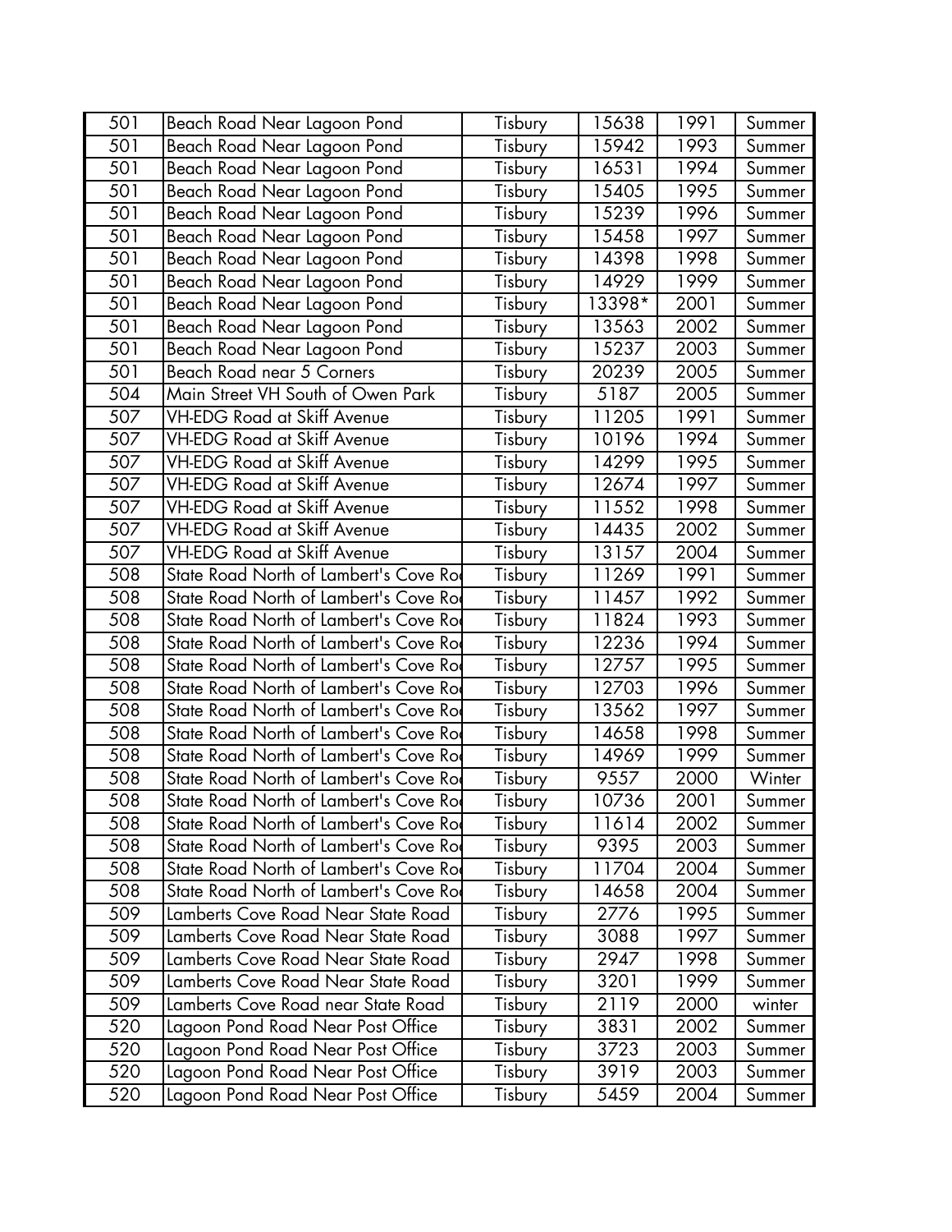| 501 | Beach Road Near Lagoon Pond | Tisbury | 15638 | 1991 | Summer |
|---|---|---|---|---|---|
| 501 | Beach Road Near Lagoon Pond | Tisbury | 15942 | 1993 | Summer |
| 501 | Beach Road Near Lagoon Pond | Tisbury | 16531 | 1994 | Summer |
| 501 | Beach Road Near Lagoon Pond | Tisbury | 15405 | 1995 | Summer |
| 501 | Beach Road Near Lagoon Pond | Tisbury | 15239 | 1996 | Summer |
| 501 | Beach Road Near Lagoon Pond | Tisbury | 15458 | 1997 | Summer |
| 501 | Beach Road Near Lagoon Pond | Tisbury | 14398 | 1998 | Summer |
| 501 | Beach Road Near Lagoon Pond | Tisbury | 14929 | 1999 | Summer |
| 501 | Beach Road Near Lagoon Pond | Tisbury | 13398* | 2001 | Summer |
| 501 | Beach Road Near Lagoon Pond | Tisbury | 13563 | 2002 | Summer |
| 501 | Beach Road Near Lagoon Pond | Tisbury | 15237 | 2003 | Summer |
| 501 | Beach Road near 5 Corners | Tisbury | 20239 | 2005 | Summer |
| 504 | Main Street VH South of Owen Park | Tisbury | 5187 | 2005 | Summer |
| 507 | VH-EDG Road at Skiff Avenue | Tisbury | 11205 | 1991 | Summer |
| 507 | VH-EDG Road at Skiff Avenue | Tisbury | 10196 | 1994 | Summer |
| 507 | VH-EDG Road at Skiff Avenue | Tisbury | 14299 | 1995 | Summer |
| 507 | VH-EDG Road at Skiff Avenue | Tisbury | 12674 | 1997 | Summer |
| 507 | VH-EDG Road at Skiff Avenue | Tisbury | 11552 | 1998 | Summer |
| 507 | VH-EDG Road at Skiff Avenue | Tisbury | 14435 | 2002 | Summer |
| 507 | VH-EDG Road at Skiff Avenue | Tisbury | 13157 | 2004 | Summer |
| 508 | State Road North of Lambert's Cove Ro | Tisbury | 11269 | 1991 | Summer |
| 508 | State Road North of Lambert's Cove Ro | Tisbury | 11457 | 1992 | Summer |
| 508 | State Road North of Lambert's Cove Ro | Tisbury | 11824 | 1993 | Summer |
| 508 | State Road North of Lambert's Cove Ro | Tisbury | 12236 | 1994 | Summer |
| 508 | State Road North of Lambert's Cove Ro | Tisbury | 12757 | 1995 | Summer |
| 508 | State Road North of Lambert's Cove Ro | Tisbury | 12703 | 1996 | Summer |
| 508 | State Road North of Lambert's Cove Ro | Tisbury | 13562 | 1997 | Summer |
| 508 | State Road North of Lambert's Cove Ro | Tisbury | 14658 | 1998 | Summer |
| 508 | State Road North of Lambert's Cove Ro | Tisbury | 14969 | 1999 | Summer |
| 508 | State Road North of Lambert's Cove Ro | Tisbury | 9557 | 2000 | Winter |
| 508 | State Road North of Lambert's Cove Ro | Tisbury | 10736 | 2001 | Summer |
| 508 | State Road North of Lambert's Cove Ro | Tisbury | 11614 | 2002 | Summer |
| 508 | State Road North of Lambert's Cove Ro | Tisbury | 9395 | 2003 | Summer |
| 508 | State Road North of Lambert's Cove Ro | Tisbury | 11704 | 2004 | Summer |
| 508 | State Road North of Lambert's Cove Ro | Tisbury | 14658 | 2004 | Summer |
| 509 | Lamberts Cove Road Near State Road | Tisbury | 2776 | 1995 | Summer |
| 509 | Lamberts Cove Road Near State Road | Tisbury | 3088 | 1997 | Summer |
| 509 | Lamberts Cove Road Near State Road | Tisbury | 2947 | 1998 | Summer |
| 509 | Lamberts Cove Road Near State Road | Tisbury | 3201 | 1999 | Summer |
| 509 | Lamberts Cove Road near State Road | Tisbury | 2119 | 2000 | winter |
| 520 | Lagoon Pond Road Near Post Office | Tisbury | 3831 | 2002 | Summer |
| 520 | Lagoon Pond Road Near Post Office | Tisbury | 3723 | 2003 | Summer |
| 520 | Lagoon Pond Road Near Post Office | Tisbury | 3919 | 2003 | Summer |
| 520 | Lagoon Pond Road Near Post Office | Tisbury | 5459 | 2004 | Summer |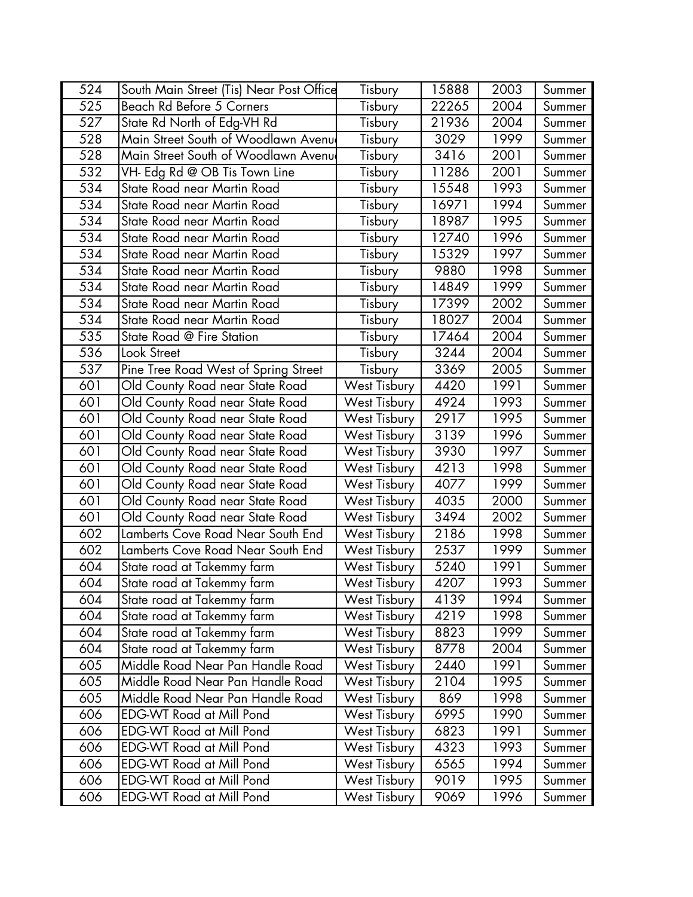| 524 | South Main Street (Tis) Near Post Office | Tisbury | 15888 | 2003 | Summer |
|---|---|---|---|---|---|
| 525 | Beach Rd Before 5 Corners | Tisbury | 22265 | 2004 | Summer |
| 527 | State Rd North of Edg-VH Rd | Tisbury | 21936 | 2004 | Summer |
| 528 | Main Street South of Woodlawn Avenu | Tisbury | 3029 | 1999 | Summer |
| 528 | Main Street South of Woodlawn Avenu | Tisbury | 3416 | 2001 | Summer |
| 532 | VH- Edg Rd @ OB Tis Town Line | Tisbury | 11286 | 2001 | Summer |
| 534 | State Road near Martin Road | Tisbury | 15548 | 1993 | Summer |
| 534 | State Road near Martin Road | Tisbury | 16971 | 1994 | Summer |
| 534 | State Road near Martin Road | Tisbury | 18987 | 1995 | Summer |
| 534 | State Road near Martin Road | Tisbury | 12740 | 1996 | Summer |
| 534 | State Road near Martin Road | Tisbury | 15329 | 1997 | Summer |
| 534 | State Road near Martin Road | Tisbury | 9880 | 1998 | Summer |
| 534 | State Road near Martin Road | Tisbury | 14849 | 1999 | Summer |
| 534 | State Road near Martin Road | Tisbury | 17399 | 2002 | Summer |
| 534 | State Road near Martin Road | Tisbury | 18027 | 2004 | Summer |
| 535 | State Road @ Fire Station | Tisbury | 17464 | 2004 | Summer |
| 536 | Look Street | Tisbury | 3244 | 2004 | Summer |
| 537 | Pine Tree Road West of Spring Street | Tisbury | 3369 | 2005 | Summer |
| 601 | Old County Road near State Road | West Tisbury | 4420 | 1991 | Summer |
| 601 | Old County Road near State Road | West Tisbury | 4924 | 1993 | Summer |
| 601 | Old County Road near State Road | West Tisbury | 2917 | 1995 | Summer |
| 601 | Old County Road near State Road | West Tisbury | 3139 | 1996 | Summer |
| 601 | Old County Road near State Road | West Tisbury | 3930 | 1997 | Summer |
| 601 | Old County Road near State Road | West Tisbury | 4213 | 1998 | Summer |
| 601 | Old County Road near State Road | West Tisbury | 4077 | 1999 | Summer |
| 601 | Old County Road near State Road | West Tisbury | 4035 | 2000 | Summer |
| 601 | Old County Road near State Road | West Tisbury | 3494 | 2002 | Summer |
| 602 | Lamberts Cove Road Near South End | West Tisbury | 2186 | 1998 | Summer |
| 602 | Lamberts Cove Road Near South End | West Tisbury | 2537 | 1999 | Summer |
| 604 | State road at Takemmy farm | West Tisbury | 5240 | 1991 | Summer |
| 604 | State road at Takemmy farm | West Tisbury | 4207 | 1993 | Summer |
| 604 | State road at Takemmy farm | West Tisbury | 4139 | 1994 | Summer |
| 604 | State road at Takemmy farm | West Tisbury | 4219 | 1998 | Summer |
| 604 | State road at Takemmy farm | West Tisbury | 8823 | 1999 | Summer |
| 604 | State road at Takemmy farm | West Tisbury | 8778 | 2004 | Summer |
| 605 | Middle Road Near Pan Handle Road | West Tisbury | 2440 | 1991 | Summer |
| 605 | Middle Road Near Pan Handle Road | West Tisbury | 2104 | 1995 | Summer |
| 605 | Middle Road Near Pan Handle Road | West Tisbury | 869 | 1998 | Summer |
| 606 | EDG-WT Road at Mill Pond | West Tisbury | 6995 | 1990 | Summer |
| 606 | EDG-WT Road at Mill Pond | West Tisbury | 6823 | 1991 | Summer |
| 606 | EDG-WT Road at Mill Pond | West Tisbury | 4323 | 1993 | Summer |
| 606 | EDG-WT Road at Mill Pond | West Tisbury | 6565 | 1994 | Summer |
| 606 | EDG-WT Road at Mill Pond | West Tisbury | 9019 | 1995 | Summer |
| 606 | EDG-WT Road at Mill Pond | West Tisbury | 9069 | 1996 | Summer |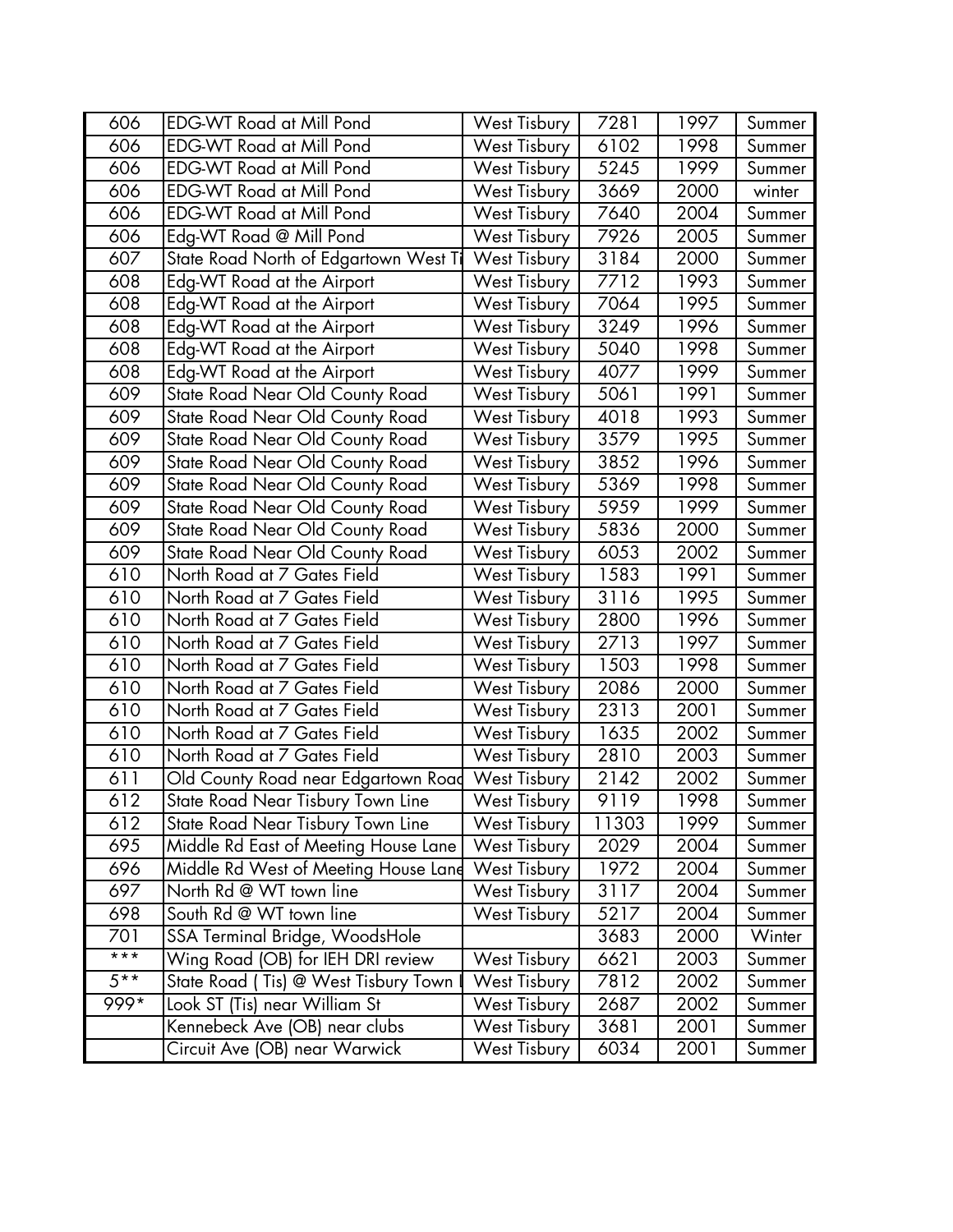| | | | | | |
|---|---|---|---|---|---|
| 606 | EDG-WT Road at Mill Pond | West Tisbury | 7281 | 1997 | Summer |
| 606 | EDG-WT Road at Mill Pond | West Tisbury | 6102 | 1998 | Summer |
| 606 | EDG-WT Road at Mill Pond | West Tisbury | 5245 | 1999 | Summer |
| 606 | EDG-WT Road at Mill Pond | West Tisbury | 3669 | 2000 | winter |
| 606 | EDG-WT Road at Mill Pond | West Tisbury | 7640 | 2004 | Summer |
| 606 | Edg-WT Road @ Mill Pond | West Tisbury | 7926 | 2005 | Summer |
| 607 | State Road North of Edgartown West Ti | West Tisbury | 3184 | 2000 | Summer |
| 608 | Edg-WT Road at the Airport | West Tisbury | 7712 | 1993 | Summer |
| 608 | Edg-WT Road at the Airport | West Tisbury | 7064 | 1995 | Summer |
| 608 | Edg-WT Road at the Airport | West Tisbury | 3249 | 1996 | Summer |
| 608 | Edg-WT Road at the Airport | West Tisbury | 5040 | 1998 | Summer |
| 608 | Edg-WT Road at the Airport | West Tisbury | 4077 | 1999 | Summer |
| 609 | State Road Near Old County Road | West Tisbury | 5061 | 1991 | Summer |
| 609 | State Road Near Old County Road | West Tisbury | 4018 | 1993 | Summer |
| 609 | State Road Near Old County Road | West Tisbury | 3579 | 1995 | Summer |
| 609 | State Road Near Old County Road | West Tisbury | 3852 | 1996 | Summer |
| 609 | State Road Near Old County Road | West Tisbury | 5369 | 1998 | Summer |
| 609 | State Road Near Old County Road | West Tisbury | 5959 | 1999 | Summer |
| 609 | State Road Near Old County Road | West Tisbury | 5836 | 2000 | Summer |
| 609 | State Road Near Old County Road | West Tisbury | 6053 | 2002 | Summer |
| 610 | North Road at 7 Gates Field | West Tisbury | 1583 | 1991 | Summer |
| 610 | North Road at 7 Gates Field | West Tisbury | 3116 | 1995 | Summer |
| 610 | North Road at 7 Gates Field | West Tisbury | 2800 | 1996 | Summer |
| 610 | North Road at 7 Gates Field | West Tisbury | 2713 | 1997 | Summer |
| 610 | North Road at 7 Gates Field | West Tisbury | 1503 | 1998 | Summer |
| 610 | North Road at 7 Gates Field | West Tisbury | 2086 | 2000 | Summer |
| 610 | North Road at 7 Gates Field | West Tisbury | 2313 | 2001 | Summer |
| 610 | North Road at 7 Gates Field | West Tisbury | 1635 | 2002 | Summer |
| 610 | North Road at 7 Gates Field | West Tisbury | 2810 | 2003 | Summer |
| 611 | Old County Road near Edgartown Road | West Tisbury | 2142 | 2002 | Summer |
| 612 | State Road Near Tisbury Town Line | West Tisbury | 9119 | 1998 | Summer |
| 612 | State Road Near Tisbury Town Line | West Tisbury | 11303 | 1999 | Summer |
| 695 | Middle Rd East of Meeting House Lane | West Tisbury | 2029 | 2004 | Summer |
| 696 | Middle Rd West of Meeting House Lane | West Tisbury | 1972 | 2004 | Summer |
| 697 | North Rd @ WT town line | West Tisbury | 3117 | 2004 | Summer |
| 698 | South Rd @ WT town line | West Tisbury | 5217 | 2004 | Summer |
| 701 | SSA Terminal Bridge, WoodsHole | | 3683 | 2000 | Winter |
| *** | Wing Road (OB) for IEH DRI review | West Tisbury | 6621 | 2003 | Summer |
| 5** | State Road ( Tis) @ West Tisbury Town l | West Tisbury | 7812 | 2002 | Summer |
| 999* | Look ST (Tis) near William St | West Tisbury | 2687 | 2002 | Summer |
| | Kennebeck Ave (OB) near clubs | West Tisbury | 3681 | 2001 | Summer |
| | Circuit Ave (OB) near Warwick | West Tisbury | 6034 | 2001 | Summer |